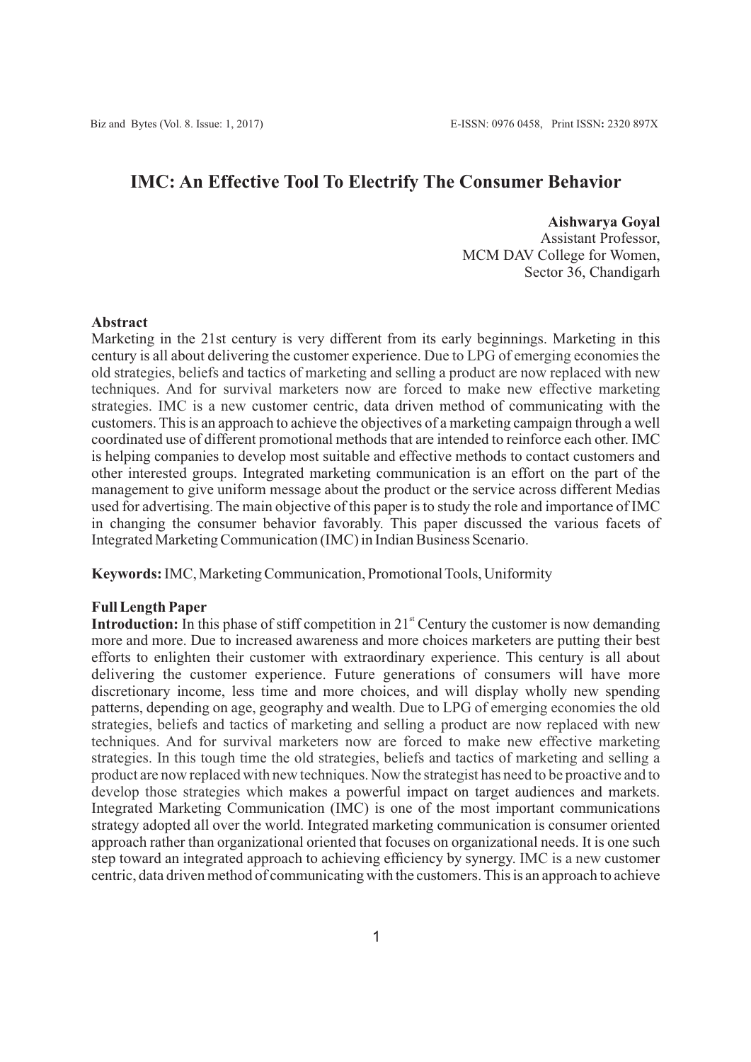# IMC: An Effective Tool To Electrify The Consumer Behavior

**Aishwarya Goyal**
Assistant Professor,
MCM DAV College for Women,
Sector 36, Chandigarh

## Abstract

Marketing in the 21st century is very different from its early beginnings. Marketing in this century is all about delivering the customer experience. Due to LPG of emerging economies the old strategies, beliefs and tactics of marketing and selling a product are now replaced with new techniques. And for survival marketers now are forced to make new effective marketing strategies. IMC is a new customer centric, data driven method of communicating with the customers. This is an approach to achieve the objectives of a marketing campaign through a well coordinated use of different promotional methods that are intended to reinforce each other. IMC is helping companies to develop most suitable and effective methods to contact customers and other interested groups. Integrated marketing communication is an effort on the part of the management to give uniform message about the product or the service across different Medias used for advertising. The main objective of this paper is to study the role and importance of IMC in changing the consumer behavior favorably. This paper discussed the various facets of Integrated Marketing Communication (IMC) in Indian Business Scenario.

**Keywords:** IMC, Marketing Communication, Promotional Tools, Uniformity

## Full Length Paper

**Introduction:** In this phase of stiff competition in 21st Century the customer is now demanding more and more. Due to increased awareness and more choices marketers are putting their best efforts to enlighten their customer with extraordinary experience. This century is all about delivering the customer experience. Future generations of consumers will have more discretionary income, less time and more choices, and will display wholly new spending patterns, depending on age, geography and wealth. Due to LPG of emerging economies the old strategies, beliefs and tactics of marketing and selling a product are now replaced with new techniques. And for survival marketers now are forced to make new effective marketing strategies. In this tough time the old strategies, beliefs and tactics of marketing and selling a product are now replaced with new techniques. Now the strategist has need to be proactive and to develop those strategies which makes a powerful impact on target audiences and markets. Integrated Marketing Communication (IMC) is one of the most important communications strategy adopted all over the world. Integrated marketing communication is consumer oriented approach rather than organizational oriented that focuses on organizational needs. It is one such step toward an integrated approach to achieving efficiency by synergy. IMC is a new customer centric, data driven method of communicating with the customers. This is an approach to achieve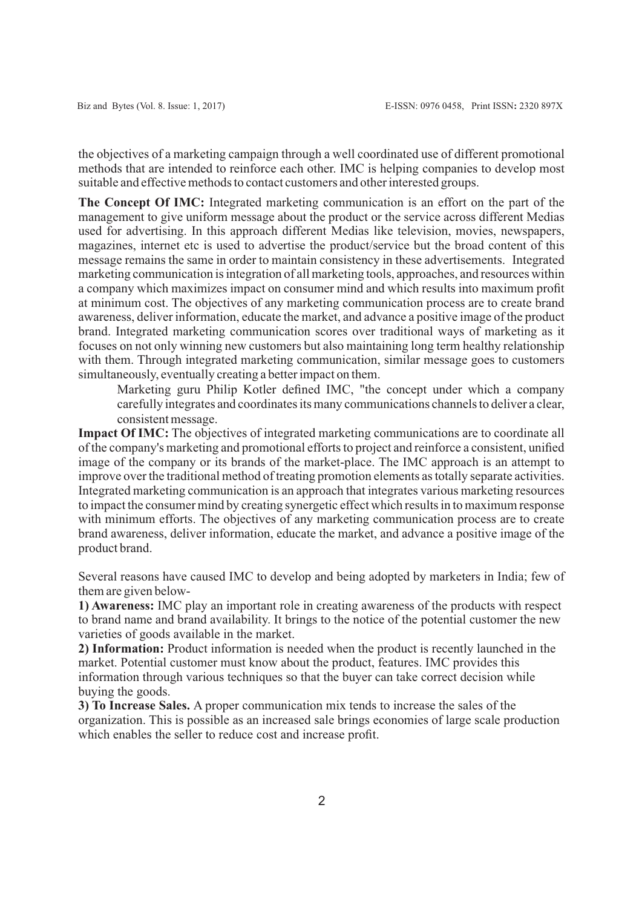the objectives of a marketing campaign through a well coordinated use of different promotional methods that are intended to reinforce each other. IMC is helping companies to develop most suitable and effective methods to contact customers and other interested groups.

**The Concept Of IMC:** Integrated marketing communication is an effort on the part of the management to give uniform message about the product or the service across different Medias used for advertising. In this approach different Medias like television, movies, newspapers, magazines, internet etc is used to advertise the product/service but the broad content of this message remains the same in order to maintain consistency in these advertisements. Integrated marketing communication is integration of all marketing tools, approaches, and resources within a company which maximizes impact on consumer mind and which results into maximum profit at minimum cost. The objectives of any marketing communication process are to create brand awareness, deliver information, educate the market, and advance a positive image of the product brand. Integrated marketing communication scores over traditional ways of marketing as it focuses on not only winning new customers but also maintaining long term healthy relationship with them. Through integrated marketing communication, similar message goes to customers simultaneously, eventually creating a better impact on them.

> Marketing guru Philip Kotler defined IMC, "the concept under which a company carefully integrates and coordinates its many communications channels to deliver a clear, consistent message.

**Impact Of IMC:** The objectives of integrated marketing communications are to coordinate all of the company's marketing and promotional efforts to project and reinforce a consistent, unified image of the company or its brands of the market-place. The IMC approach is an attempt to improve over the traditional method of treating promotion elements as totally separate activities. Integrated marketing communication is an approach that integrates various marketing resources to impact the consumer mind by creating synergetic effect which results in to maximum response with minimum efforts. The objectives of any marketing communication process are to create brand awareness, deliver information, educate the market, and advance a positive image of the product brand.

Several reasons have caused IMC to develop and being adopted by marketers in India; few of them are given below-

**1) Awareness:** IMC play an important role in creating awareness of the products with respect to brand name and brand availability. It brings to the notice of the potential customer the new varieties of goods available in the market.

**2) Information:** Product information is needed when the product is recently launched in the market. Potential customer must know about the product, features. IMC provides this information through various techniques so that the buyer can take correct decision while buying the goods.

**3) To Increase Sales.** A proper communication mix tends to increase the sales of the organization. This is possible as an increased sale brings economies of large scale production which enables the seller to reduce cost and increase profit.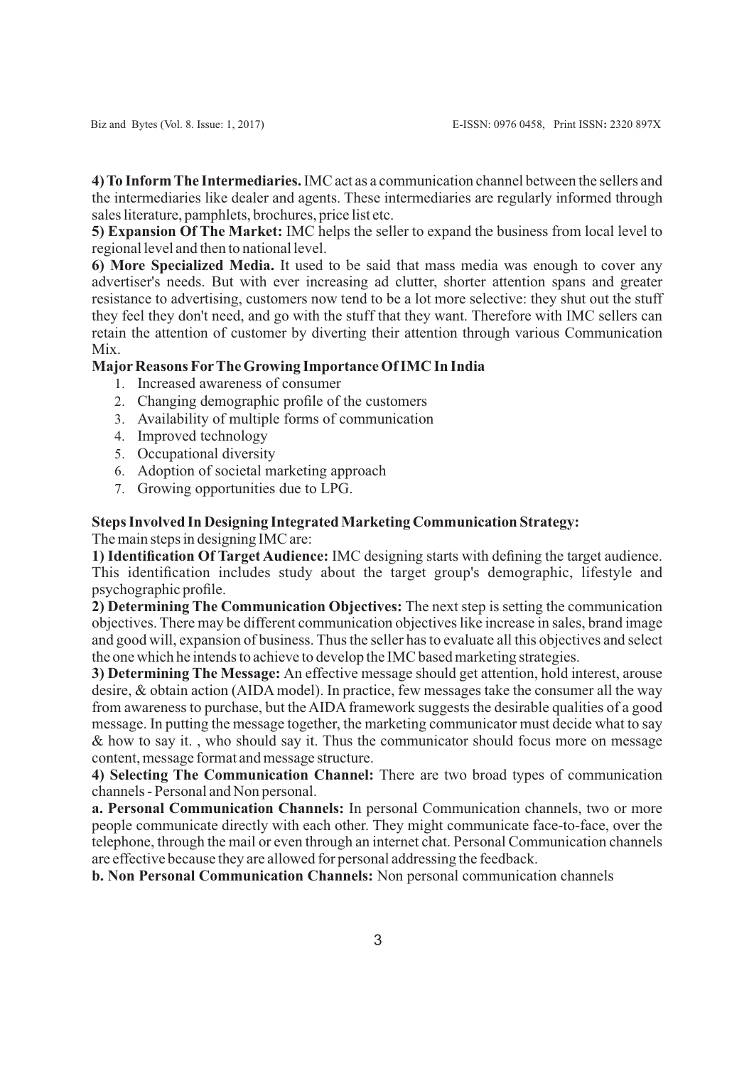**4) To Inform The Intermediaries.** IMC act as a communication channel between the sellers and the intermediaries like dealer and agents. These intermediaries are regularly informed through sales literature, pamphlets, brochures, price list etc.

**5) Expansion Of The Market:** IMC helps the seller to expand the business from local level to regional level and then to national level.

**6) More Specialized Media.** It used to be said that mass media was enough to cover any advertiser's needs. But with ever increasing ad clutter, shorter attention spans and greater resistance to advertising, customers now tend to be a lot more selective: they shut out the stuff they feel they don't need, and go with the stuff that they want. Therefore with IMC sellers can retain the attention of customer by diverting their attention through various Communication Mix.

**Major Reasons For The Growing Importance Of IMC In India**

1. Increased awareness of consumer
2. Changing demographic profile of the customers
3. Availability of multiple forms of communication
4. Improved technology
5. Occupational diversity
6. Adoption of societal marketing approach
7. Growing opportunities due to LPG.

**Steps Involved In Designing Integrated Marketing Communication Strategy:**

The main steps in designing IMC are:

**1) Identification Of Target Audience:** IMC designing starts with defining the target audience. This identification includes study about the target group's demographic, lifestyle and psychographic profile.

**2) Determining The Communication Objectives:** The next step is setting the communication objectives. There may be different communication objectives like increase in sales, brand image and good will, expansion of business. Thus the seller has to evaluate all this objectives and select the one which he intends to achieve to develop the IMC based marketing strategies.

**3) Determining The Message:** An effective message should get attention, hold interest, arouse desire, & obtain action (AIDA model). In practice, few messages take the consumer all the way from awareness to purchase, but the AIDA framework suggests the desirable qualities of a good message. In putting the message together, the marketing communicator must decide what to say & how to say it. , who should say it. Thus the communicator should focus more on message content, message format and message structure.

**4) Selecting The Communication Channel:** There are two broad types of communication channels - Personal and Non personal.

**a. Personal Communication Channels:** In personal Communication channels, two or more people communicate directly with each other. They might communicate face-to-face, over the telephone, through the mail or even through an internet chat. Personal Communication channels are effective because they are allowed for personal addressing the feedback.

**b. Non Personal Communication Channels:** Non personal communication channels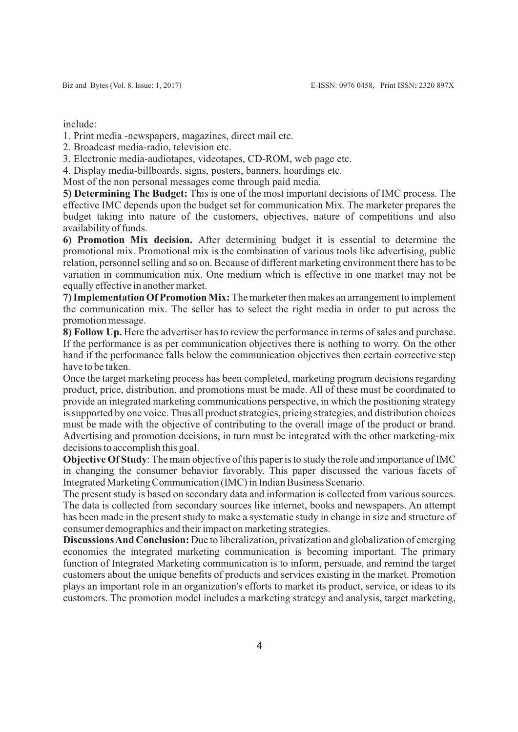include:

1. Print media -newspapers, magazines, direct mail etc.
2. Broadcast media-radio, television etc.
3. Electronic media-audiotapes, videotapes, CD-ROM, web page etc.
4. Display media-billboards, signs, posters, banners, hoardings etc.

Most of the non personal messages come through paid media.

**5) Determining The Budget:** This is one of the most important decisions of IMC process. The effective IMC depends upon the budget set for communication Mix. The marketer prepares the budget taking into nature of the customers, objectives, nature of competitions and also availability of funds.

**6) Promotion Mix decision.** After determining budget it is essential to determine the promotional mix. Promotional mix is the combination of various tools like advertising, public relation, personnel selling and so on. Because of different marketing environment there has to be variation in communication mix. One medium which is effective in one market may not be equally effective in another market.

**7) Implementation Of Promotion Mix:** The marketer then makes an arrangement to implement the communication mix. The seller has to select the right media in order to put across the promotion message.

**8) Follow Up.** Here the advertiser has to review the performance in terms of sales and purchase. If the performance is as per communication objectives there is nothing to worry. On the other hand if the performance falls below the communication objectives then certain corrective step have to be taken.

Once the target marketing process has been completed, marketing program decisions regarding product, price, distribution, and promotions must be made. All of these must be coordinated to provide an integrated marketing communications perspective, in which the positioning strategy is supported by one voice. Thus all product strategies, pricing strategies, and distribution choices must be made with the objective of contributing to the overall image of the product or brand. Advertising and promotion decisions, in turn must be integrated with the other marketing-mix decisions to accomplish this goal.

**Objective Of Study**: The main objective of this paper is to study the role and importance of IMC in changing the consumer behavior favorably. This paper discussed the various facets of Integrated Marketing Communication (IMC) in Indian Business Scenario.

The present study is based on secondary data and information is collected from various sources. The data is collected from secondary sources like internet, books and newspapers. An attempt has been made in the present study to make a systematic study in change in size and structure of consumer demographics and their impact on marketing strategies.

**Discussions And Conclusion:** Due to liberalization, privatization and globalization of emerging economies the integrated marketing communication is becoming important. The primary function of Integrated Marketing communication is to inform, persuade, and remind the target customers about the unique benefits of products and services existing in the market. Promotion plays an important role in an organization's efforts to market its product, service, or ideas to its customers. The promotion model includes a marketing strategy and analysis, target marketing,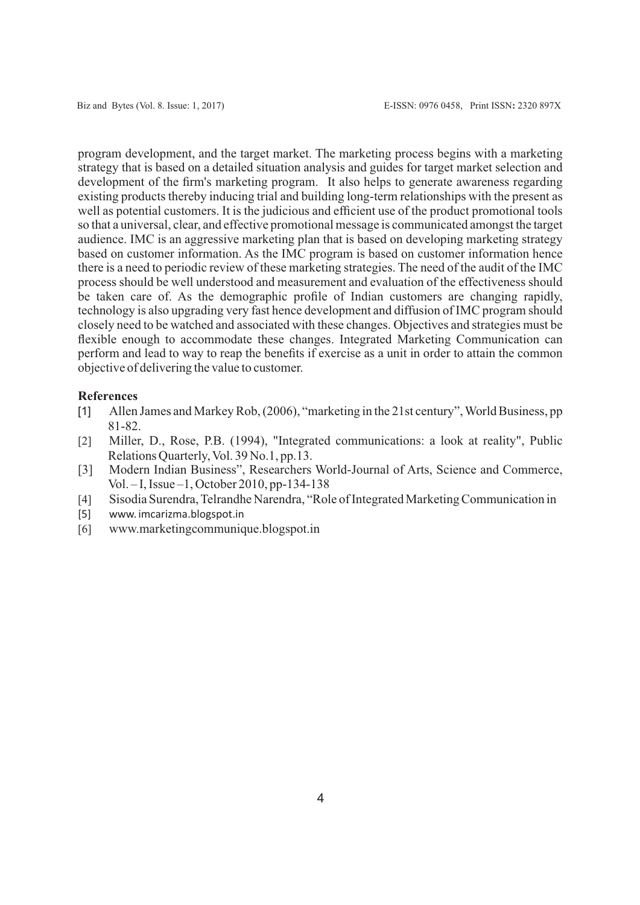program development, and the target market. The marketing process begins with a marketing strategy that is based on a detailed situation analysis and guides for target market selection and development of the firm's marketing program. It also helps to generate awareness regarding existing products thereby inducing trial and building long-term relationships with the present as well as potential customers. It is the judicious and efficient use of the product promotional tools so that a universal, clear, and effective promotional message is communicated amongst the target audience. IMC is an aggressive marketing plan that is based on developing marketing strategy based on customer information. As the IMC program is based on customer information hence there is a need to periodic review of these marketing strategies. The need of the audit of the IMC process should be well understood and measurement and evaluation of the effectiveness should be taken care of. As the demographic profile of Indian customers are changing rapidly, technology is also upgrading very fast hence development and diffusion of IMC program should closely need to be watched and associated with these changes. Objectives and strategies must be flexible enough to accommodate these changes. Integrated Marketing Communication can perform and lead to way to reap the benefits if exercise as a unit in order to attain the common objective of delivering the value to customer.

**References**

[1] Allen James and Markey Rob, (2006), "marketing in the 21st century", World Business, pp 81-82.

[2] Miller, D., Rose, P.B. (1994), "Integrated communications: a look at reality", Public Relations Quarterly, Vol. 39 No.1, pp.13.

[3] Modern Indian Business", Researchers World-Journal of Arts, Science and Commerce, Vol. – I, Issue –1, October 2010, pp-134-138

[4] Sisodia Surendra, Telrandhe Narendra, "Role of Integrated Marketing Communication in

[5] www. imcarizma.blogspot.in

[6] www.marketingcommunique.blogspot.in